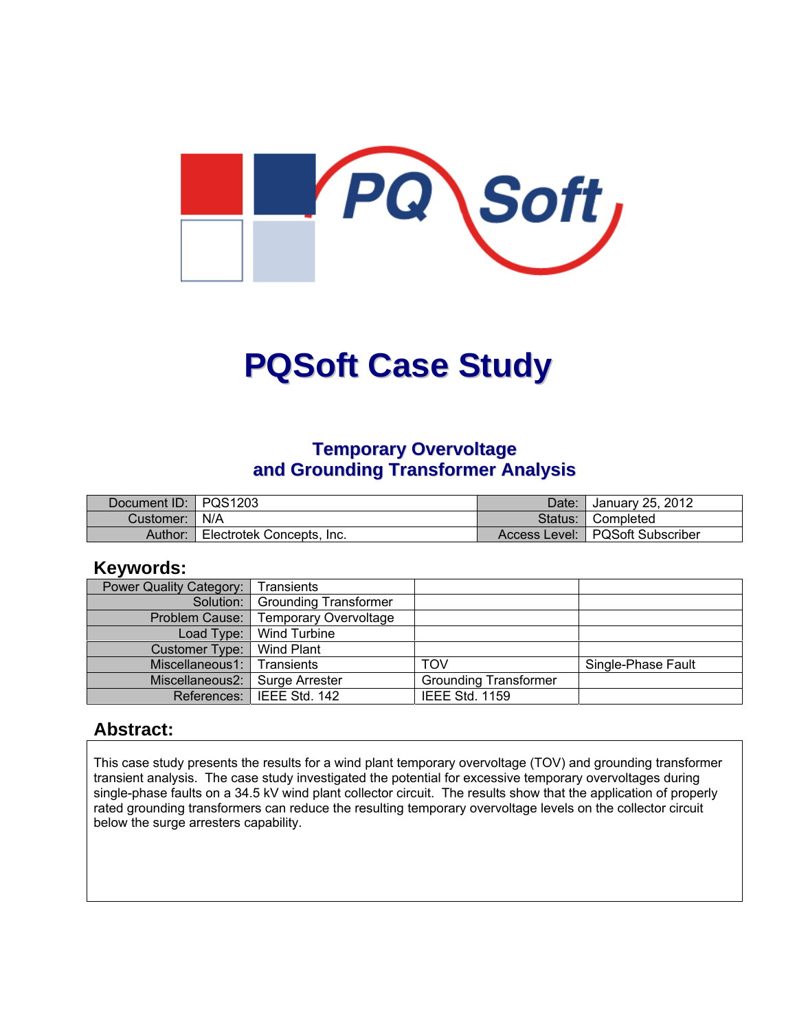# PQSoft Case Study

## Temporary Overvoltage and Grounding Transformer Analysis

| Document ID: | PQS1203 | Date: | January 25, 2012 |
|---|---|---|---|
| Customer: | N/A | Status: | Completed |
| Author: | Electrotek Concepts, Inc. | Access Level: | PQSoft Subscriber |

## Keywords:

| Power Quality Category: | Transients | | |
|---|---|---|---|
| Solution: | Grounding Transformer | | |
| Problem Cause: | Temporary Overvoltage | | |
| Load Type: | Wind Turbine | | |
| Customer Type: | Wind Plant | | |
| Miscellaneous1: | Transients | TOV | Single-Phase Fault |
| Miscellaneous2: | Surge Arrester | Grounding Transformer | |
| References: | IEEE Std. 142 | IEEE Std. 1159 | |

## Abstract:

This case study presents the results for a wind plant temporary overvoltage (TOV) and grounding transformer transient analysis. The case study investigated the potential for excessive temporary overvoltages during single-phase faults on a 34.5 kV wind plant collector circuit. The results show that the application of properly rated grounding transformers can reduce the resulting temporary overvoltage levels on the collector circuit below the surge arresters capability.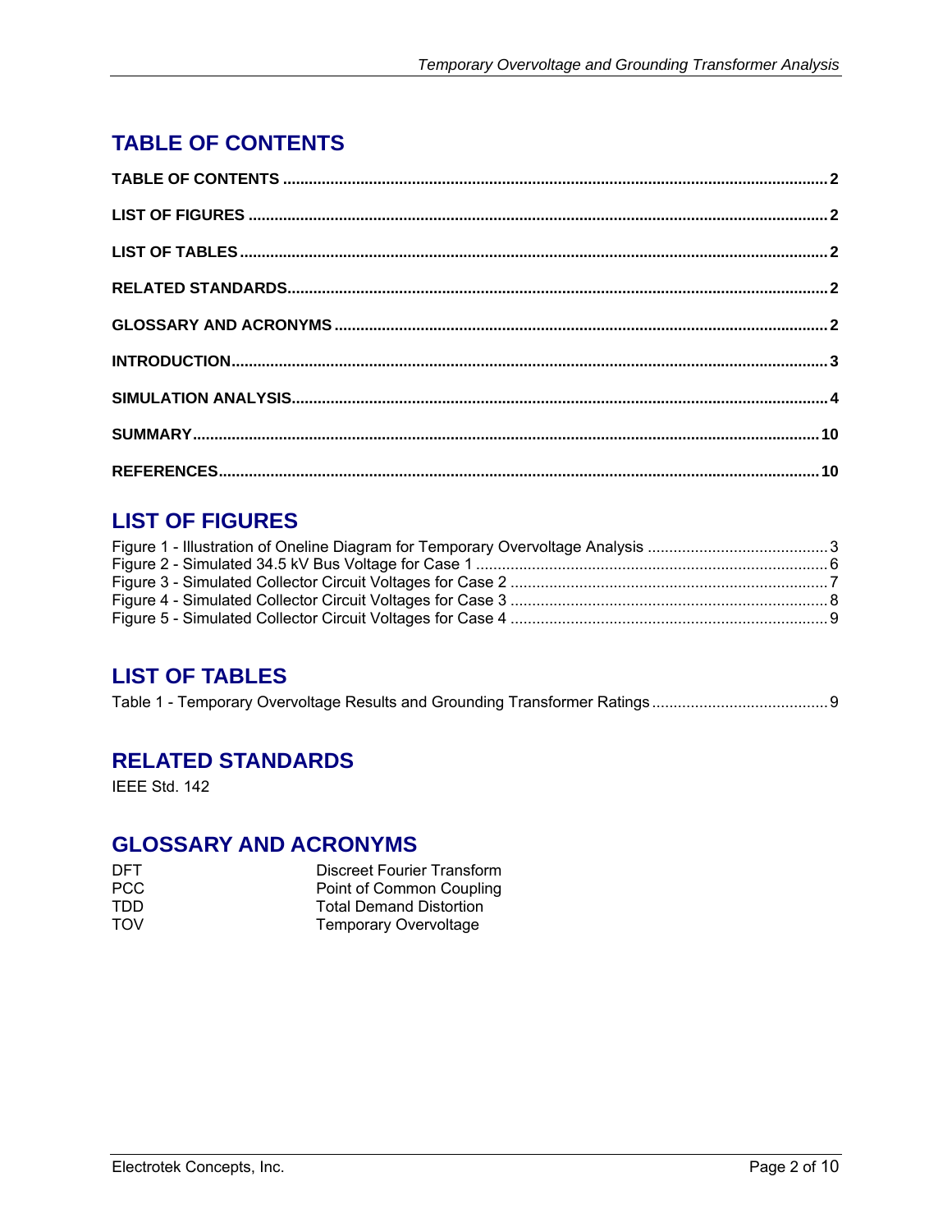# TABLE OF CONTENTS

**TABLE OF CONTENTS ............................................................................................................................. 2**

**LIST OF FIGURES ..................................................................................................................................... 2**

**LIST OF TABLES ....................................................................................................................................... 2**

**RELATED STANDARDS........................................................................................................................... 2**

**GLOSSARY AND ACRONYMS ................................................................................................................. 2**

**INTRODUCTION......................................................................................................................................... 3**

**SIMULATION ANALYSIS........................................................................................................................... 4**

**SUMMARY............................................................................................................................................... 10**

**REFERENCES......................................................................................................................................... 10**

# LIST OF FIGURES

Figure 1 - Illustration of Oneline Diagram for Temporary Overvoltage Analysis .......................................... 3
Figure 2 - Simulated 34.5 kV Bus Voltage for Case 1 ................................................................................. 6
Figure 3 - Simulated Collector Circuit Voltages for Case 2 ......................................................................... 7
Figure 4 - Simulated Collector Circuit Voltages for Case 3 ......................................................................... 8
Figure 5 - Simulated Collector Circuit Voltages for Case 4 ......................................................................... 9

# LIST OF TABLES

Table 1 - Temporary Overvoltage Results and Grounding Transformer Ratings ......................................... 9

# RELATED STANDARDS

IEEE Std. 142

# GLOSSARY AND ACRONYMS

| | |
|---|---|
| DFT | Discreet Fourier Transform |
| PCC | Point of Common Coupling |
| TDD | Total Demand Distortion |
| TOV | Temporary Overvoltage |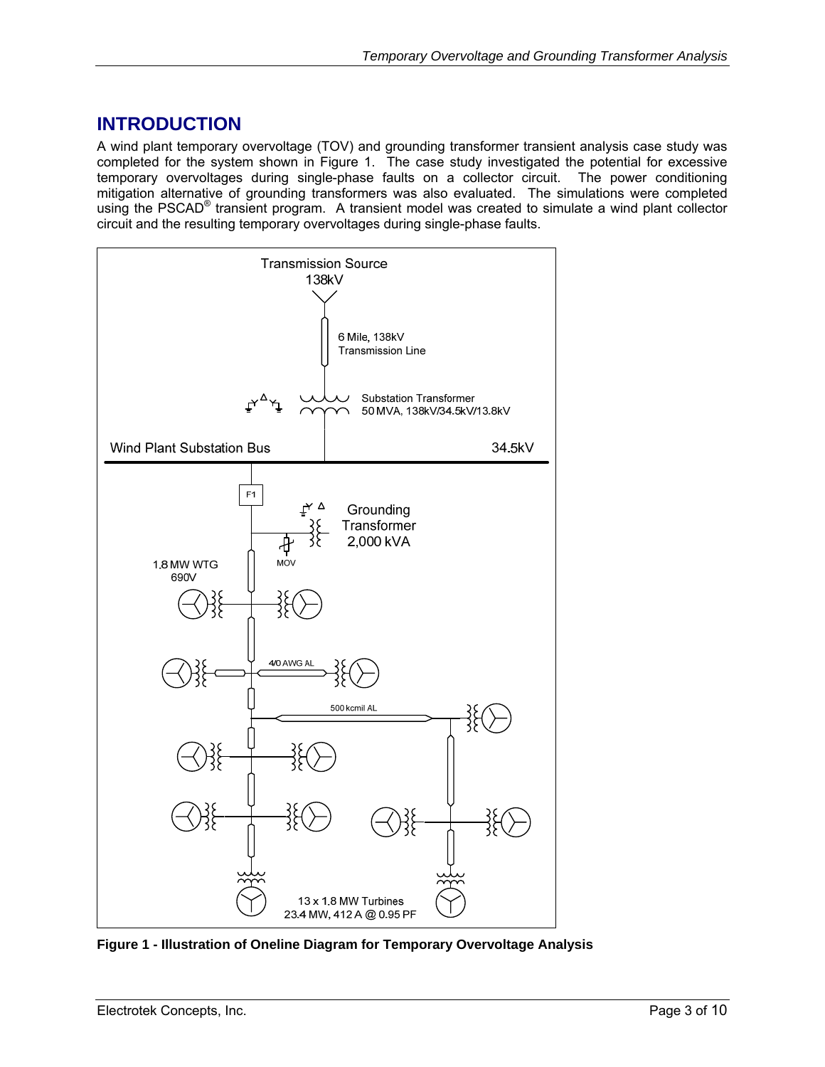# INTRODUCTION

A wind plant temporary overvoltage (TOV) and grounding transformer transient analysis case study was completed for the system shown in Figure 1. The case study investigated the potential for excessive temporary overvoltages during single-phase faults on a collector circuit. The power conditioning mitigation alternative of grounding transformers was also evaluated. The simulations were completed using the PSCAD® transient program. A transient model was created to simulate a wind plant collector circuit and the resulting temporary overvoltages during single-phase faults.

**Figure 1 - Illustration of Oneline Diagram for Temporary Overvoltage Analysis**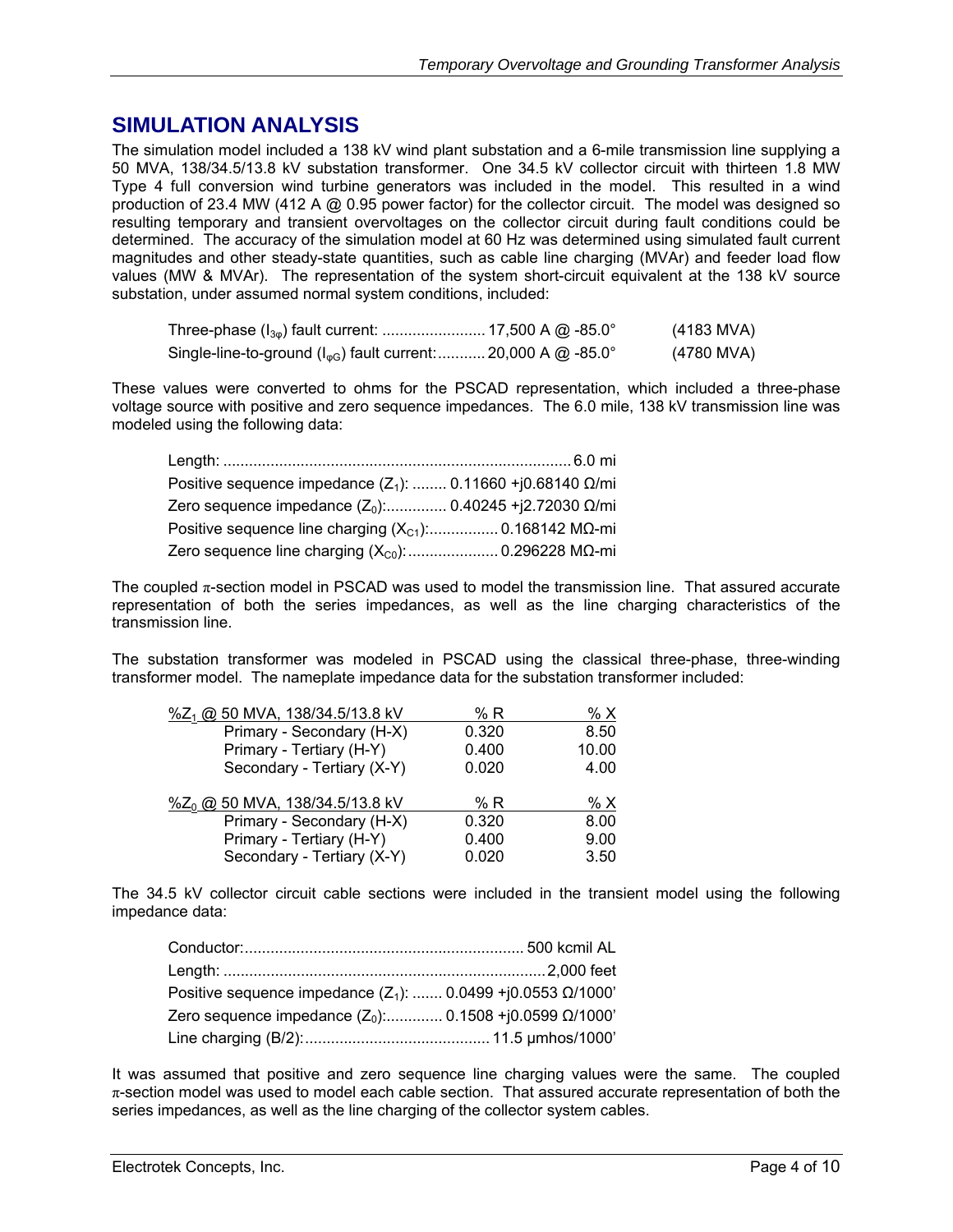## SIMULATION ANALYSIS

The simulation model included a 138 kV wind plant substation and a 6-mile transmission line supplying a 50 MVA, 138/34.5/13.8 kV substation transformer. One 34.5 kV collector circuit with thirteen 1.8 MW Type 4 full conversion wind turbine generators was included in the model. This resulted in a wind production of 23.4 MW (412 A @ 0.95 power factor) for the collector circuit. The model was designed so resulting temporary and transient overvoltages on the collector circuit during fault conditions could be determined. The accuracy of the simulation model at 60 Hz was determined using simulated fault current magnitudes and other steady-state quantities, such as cable line charging (MVAr) and feeder load flow values (MW & MVAr). The representation of the system short-circuit equivalent at the 138 kV source substation, under assumed normal system conditions, included:

| | | |
|---|---|---|
| Three-phase ($I_{3\varphi}$) fault current: | 17,500 A @ -85.0° | (4183 MVA) |
| Single-line-to-ground ($I_{\varphi G}$) fault current: | 20,000 A @ -85.0° | (4780 MVA) |

These values were converted to ohms for the PSCAD representation, which included a three-phase voltage source with positive and zero sequence impedances. The 6.0 mile, 138 kV transmission line was modeled using the following data:

| | |
|---|---|
| Length: | 6.0 mi |
| Positive sequence impedance ($Z_1$): | 0.11660 +j0.68140 Ω/mi |
| Zero sequence impedance ($Z_0$): | 0.40245 +j2.72030 Ω/mi |
| Positive sequence line charging ($X_{C1}$): | 0.168142 MΩ-mi |
| Zero sequence line charging ($X_{C0}$): | 0.296228 MΩ-mi |

The coupled π-section model in PSCAD was used to model the transmission line. That assured accurate representation of both the series impedances, as well as the line charging characteristics of the transmission line.

The substation transformer was modeled in PSCAD using the classical three-phase, three-winding transformer model. The nameplate impedance data for the substation transformer included:

| $\%Z_1$ @ 50 MVA, 138/34.5/13.8 kV | % R | % X |
|---|---|---|
| Primary - Secondary (H-X) | 0.320 | 8.50 |
| Primary - Tertiary (H-Y) | 0.400 | 10.00 |
| Secondary - Tertiary (X-Y) | 0.020 | 4.00 |

| $\%Z_0$ @ 50 MVA, 138/34.5/13.8 kV | % R | % X |
|---|---|---|
| Primary - Secondary (H-X) | 0.320 | 8.00 |
| Primary - Tertiary (H-Y) | 0.400 | 9.00 |
| Secondary - Tertiary (X-Y) | 0.020 | 3.50 |

The 34.5 kV collector circuit cable sections were included in the transient model using the following impedance data:

| | |
|---|---|
| Conductor: | 500 kcmil AL |
| Length: | 2,000 feet |
| Positive sequence impedance ($Z_1$): | 0.0499 +j0.0553 Ω/1000' |
| Zero sequence impedance ($Z_0$): | 0.1508 +j0.0599 Ω/1000' |
| Line charging (B/2): | 11.5 μmhos/1000' |

It was assumed that positive and zero sequence line charging values were the same. The coupled π-section model was used to model each cable section. That assured accurate representation of both the series impedances, as well as the line charging of the collector system cables.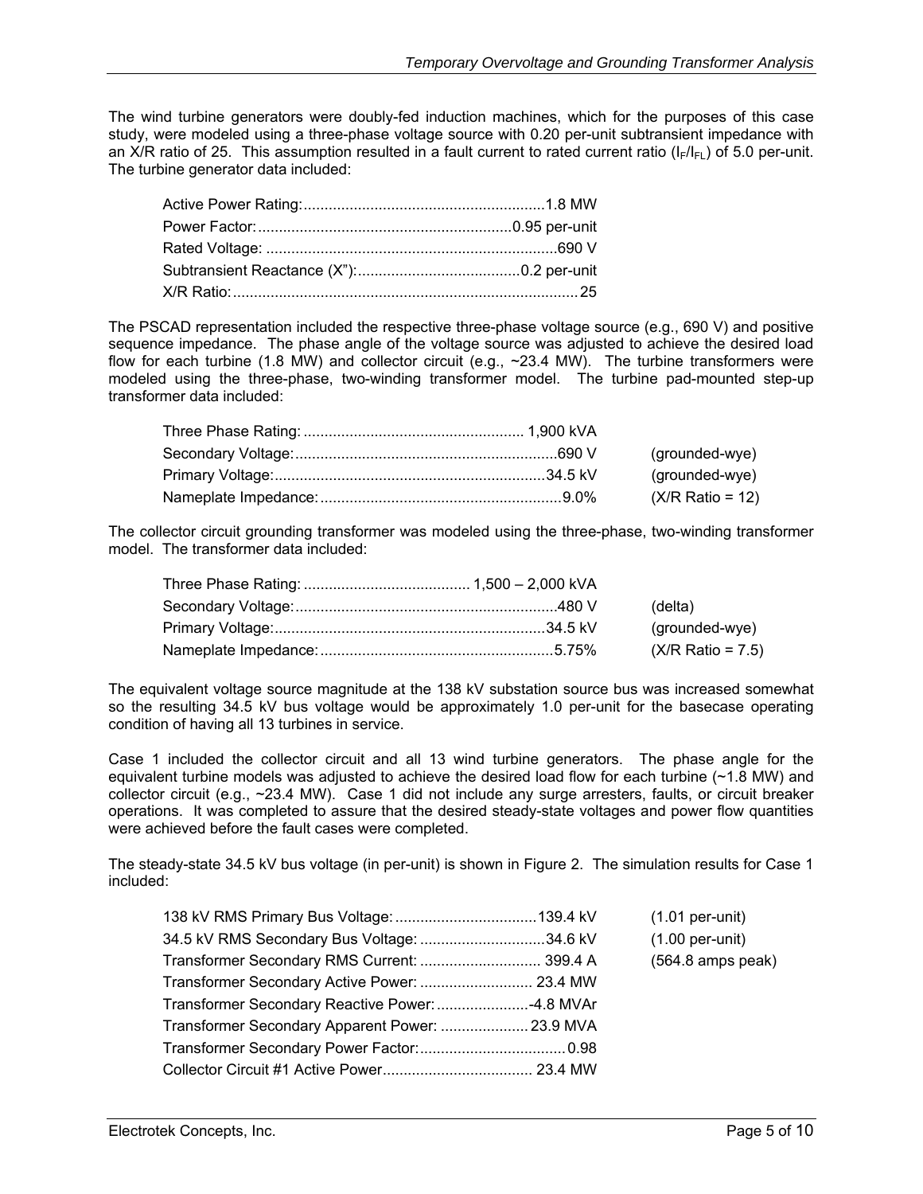The wind turbine generators were doubly-fed induction machines, which for the purposes of this case study, were modeled using a three-phase voltage source with 0.20 per-unit subtransient impedance with an X/R ratio of 25. This assumption resulted in a fault current to rated current ratio ($I_F/I_{FL}$) of 5.0 per-unit. The turbine generator data included:

| | |
|---|---|
| Active Power Rating: | 1.8 MW |
| Power Factor: | 0.95 per-unit |
| Rated Voltage: | 690 V |
| Subtransient Reactance (X"): | 0.2 per-unit |
| X/R Ratio: | 25 |

The PSCAD representation included the respective three-phase voltage source (e.g., 690 V) and positive sequence impedance. The phase angle of the voltage source was adjusted to achieve the desired load flow for each turbine (1.8 MW) and collector circuit (e.g., ~23.4 MW). The turbine transformers were modeled using the three-phase, two-winding transformer model. The turbine pad-mounted step-up transformer data included:

| | | |
|---|---|---|
| Three Phase Rating: | 1,900 kVA | |
| Secondary Voltage: | 690 V | (grounded-wye) |
| Primary Voltage: | 34.5 kV | (grounded-wye) |
| Nameplate Impedance: | 9.0% | (X/R Ratio = 12) |

The collector circuit grounding transformer was modeled using the three-phase, two-winding transformer model. The transformer data included:

| | | |
|---|---|---|
| Three Phase Rating: | 1,500 – 2,000 kVA | |
| Secondary Voltage: | 480 V | (delta) |
| Primary Voltage: | 34.5 kV | (grounded-wye) |
| Nameplate Impedance: | 5.75% | (X/R Ratio = 7.5) |

The equivalent voltage source magnitude at the 138 kV substation source bus was increased somewhat so the resulting 34.5 kV bus voltage would be approximately 1.0 per-unit for the basecase operating condition of having all 13 turbines in service.

Case 1 included the collector circuit and all 13 wind turbine generators. The phase angle for the equivalent turbine models was adjusted to achieve the desired load flow for each turbine (~1.8 MW) and collector circuit (e.g., ~23.4 MW). Case 1 did not include any surge arresters, faults, or circuit breaker operations. It was completed to assure that the desired steady-state voltages and power flow quantities were achieved before the fault cases were completed.

The steady-state 34.5 kV bus voltage (in per-unit) is shown in Figure 2. The simulation results for Case 1 included:

| | | |
|---|---|---|
| 138 kV RMS Primary Bus Voltage: | 139.4 kV | (1.01 per-unit) |
| 34.5 kV RMS Secondary Bus Voltage: | 34.6 kV | (1.00 per-unit) |
| Transformer Secondary RMS Current: | 399.4 A | (564.8 amps peak) |
| Transformer Secondary Active Power: | 23.4 MW | |
| Transformer Secondary Reactive Power: | -4.8 MVAr | |
| Transformer Secondary Apparent Power: | 23.9 MVA | |
| Transformer Secondary Power Factor: | 0.98 | |
| Collector Circuit #1 Active Power | 23.4 MW | |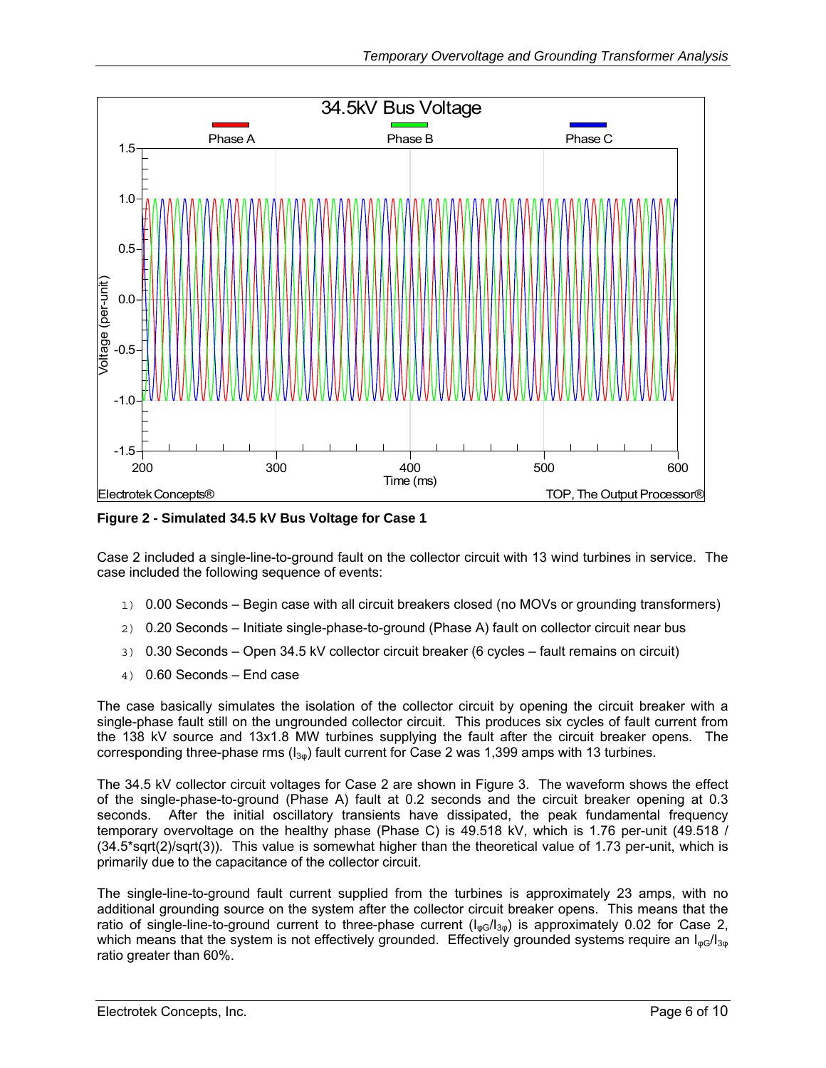**Figure 2 - Simulated 34.5 kV Bus Voltage for Case 1**

Case 2 included a single-line-to-ground fault on the collector circuit with 13 wind turbines in service. The case included the following sequence of events:

1) 0.00 Seconds – Begin case with all circuit breakers closed (no MOVs or grounding transformers)
2) 0.20 Seconds – Initiate single-phase-to-ground (Phase A) fault on collector circuit near bus
3) 0.30 Seconds – Open 34.5 kV collector circuit breaker (6 cycles – fault remains on circuit)
4) 0.60 Seconds – End case

The case basically simulates the isolation of the collector circuit by opening the circuit breaker with a single-phase fault still on the ungrounded collector circuit. This produces six cycles of fault current from the 138 kV source and 13x1.8 MW turbines supplying the fault after the circuit breaker opens. The corresponding three-phase rms ($I_{3\varphi}$) fault current for Case 2 was 1,399 amps with 13 turbines.

The 34.5 kV collector circuit voltages for Case 2 are shown in Figure 3. The waveform shows the effect of the single-phase-to-ground (Phase A) fault at 0.2 seconds and the circuit breaker opening at 0.3 seconds. After the initial oscillatory transients have dissipated, the peak fundamental frequency temporary overvoltage on the healthy phase (Phase C) is 49.518 kV, which is 1.76 per-unit (49.518 / (34.5*sqrt(2)/sqrt(3)). This value is somewhat higher than the theoretical value of 1.73 per-unit, which is primarily due to the capacitance of the collector circuit.

The single-line-to-ground fault current supplied from the turbines is approximately 23 amps, with no additional grounding source on the system after the collector circuit breaker opens. This means that the ratio of single-line-to-ground current to three-phase current ($I_{\varphi G}/I_{3\varphi}$) is approximately 0.02 for Case 2, which means that the system is not effectively grounded. Effectively grounded systems require an $I_{\varphi G}/I_{3\varphi}$ ratio greater than 60%.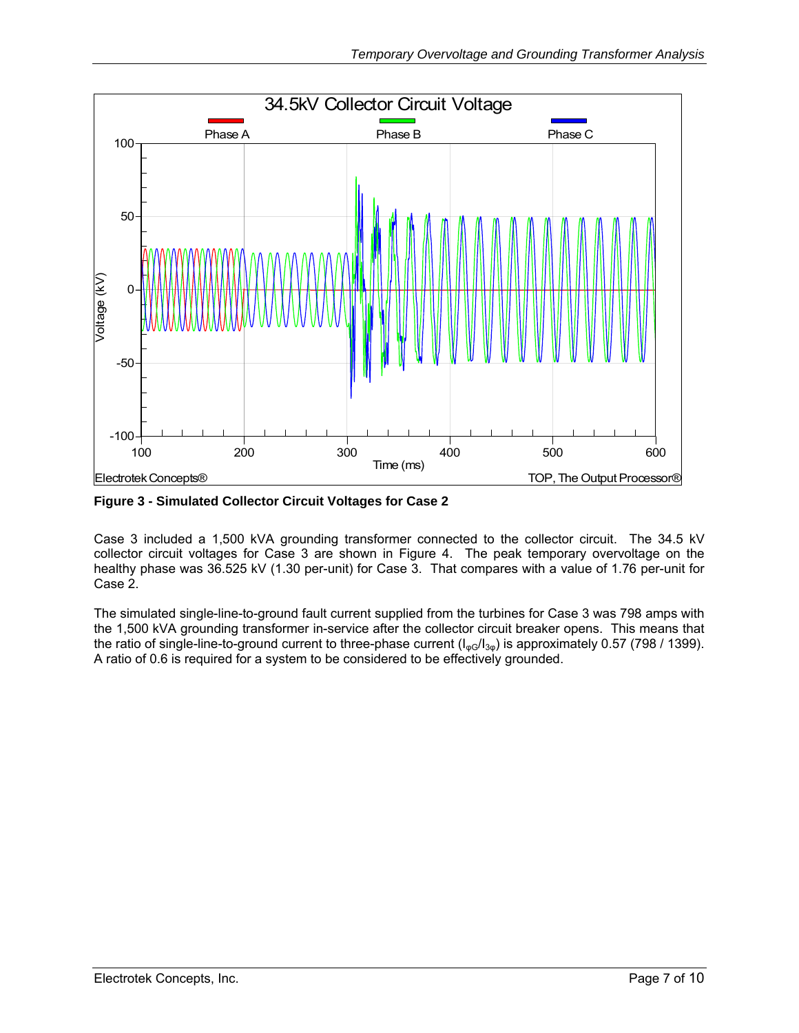**Figure 3 - Simulated Collector Circuit Voltages for Case 2**

Case 3 included a 1,500 kVA grounding transformer connected to the collector circuit. The 34.5 kV collector circuit voltages for Case 3 are shown in Figure 4. The peak temporary overvoltage on the healthy phase was 36.525 kV (1.30 per-unit) for Case 3. That compares with a value of 1.76 per-unit for Case 2.

The simulated single-line-to-ground fault current supplied from the turbines for Case 3 was 798 amps with the 1,500 kVA grounding transformer in-service after the collector circuit breaker opens. This means that the ratio of single-line-to-ground current to three-phase current ($I_{\varphi G}/I_{3\varphi}$) is approximately 0.57 (798 / 1399). A ratio of 0.6 is required for a system to be considered to be effectively grounded.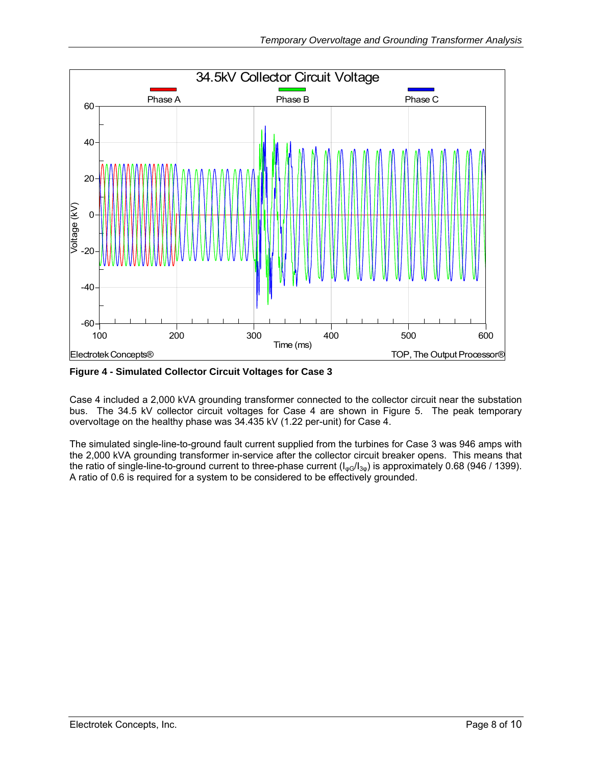**Figure 4 - Simulated Collector Circuit Voltages for Case 3**

Case 4 included a 2,000 kVA grounding transformer connected to the collector circuit near the substation bus. The 34.5 kV collector circuit voltages for Case 4 are shown in Figure 5. The peak temporary overvoltage on the healthy phase was 34.435 kV (1.22 per-unit) for Case 4.

The simulated single-line-to-ground fault current supplied from the turbines for Case 3 was 946 amps with the 2,000 kVA grounding transformer in-service after the collector circuit breaker opens. This means that the ratio of single-line-to-ground current to three-phase current ($I_{\varphi G}/I_{3\varphi}$) is approximately 0.68 (946 / 1399). A ratio of 0.6 is required for a system to be considered to be effectively grounded.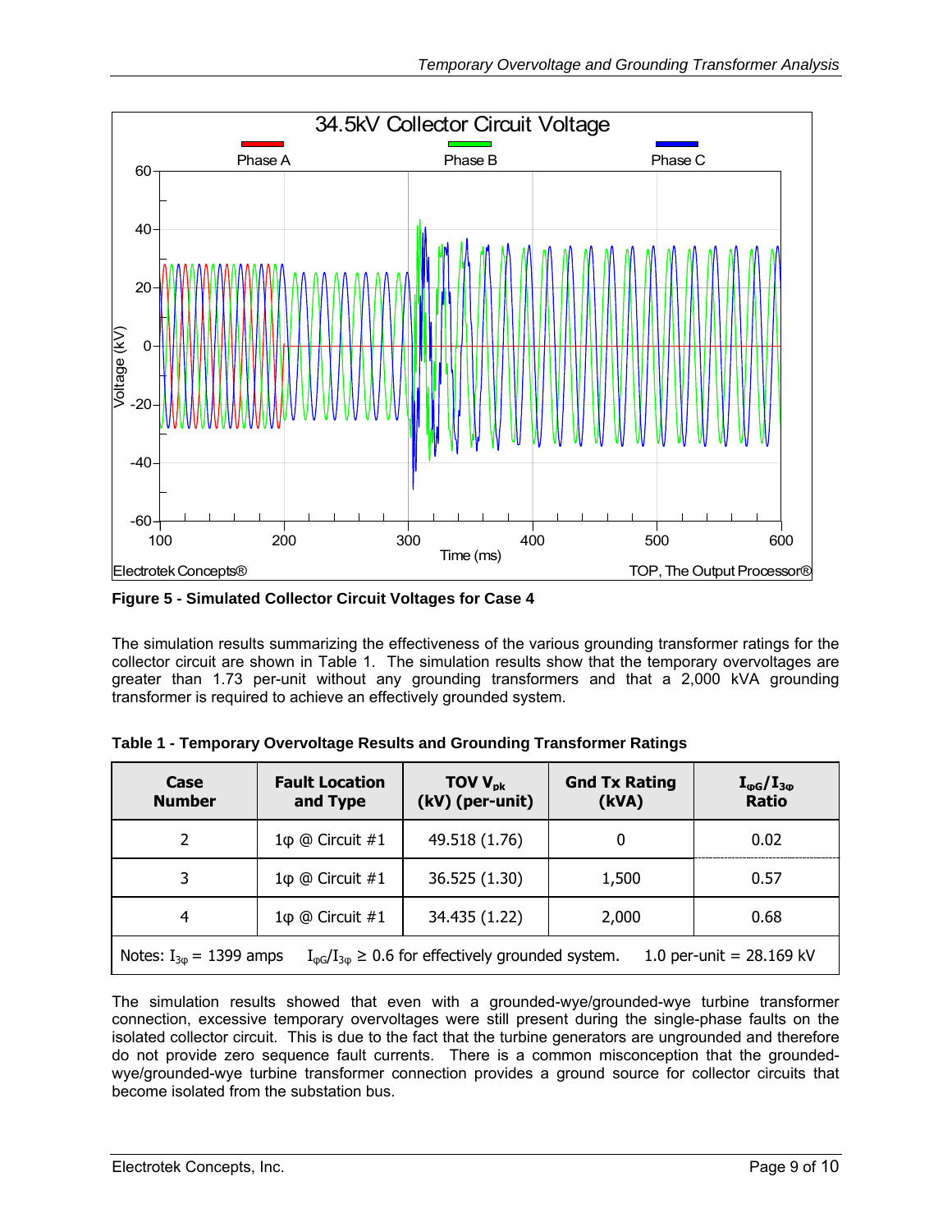**Figure 5 - Simulated Collector Circuit Voltages for Case 4**

The simulation results summarizing the effectiveness of the various grounding transformer ratings for the collector circuit are shown in Table 1. The simulation results show that the temporary overvoltages are greater than 1.73 per-unit without any grounding transformers and that a 2,000 kVA grounding transformer is required to achieve an effectively grounded system.

**Table 1 - Temporary Overvoltage Results and Grounding Transformer Ratings**

| Case Number | Fault Location and Type | TOV $V_{pk}$ (kV) (per-unit) | Gnd Tx Rating (kVA) | $I_{\varphi G}/I_{3\varphi}$ Ratio |
|---|---|---|---|---|
| 2 | 1φ @ Circuit #1 | 49.518 (1.76) | 0 | 0.02 |
| 3 | 1φ @ Circuit #1 | 36.525 (1.30) | 1,500 | 0.57 |
| 4 | 1φ @ Circuit #1 | 34.435 (1.22) | 2,000 | 0.68 |
| Notes: $I_{3\varphi}$ = 1399 amps | $I_{\varphi G}/I_{3\varphi} \geq 0.6$ for effectively grounded system. | 1.0 per-unit = 28.169 kV | | |

The simulation results showed that even with a grounded-wye/grounded-wye turbine transformer connection, excessive temporary overvoltages were still present during the single-phase faults on the isolated collector circuit. This is due to the fact that the turbine generators are ungrounded and therefore do not provide zero sequence fault currents. There is a common misconception that the grounded-wye/grounded-wye turbine transformer connection provides a ground source for collector circuits that become isolated from the substation bus.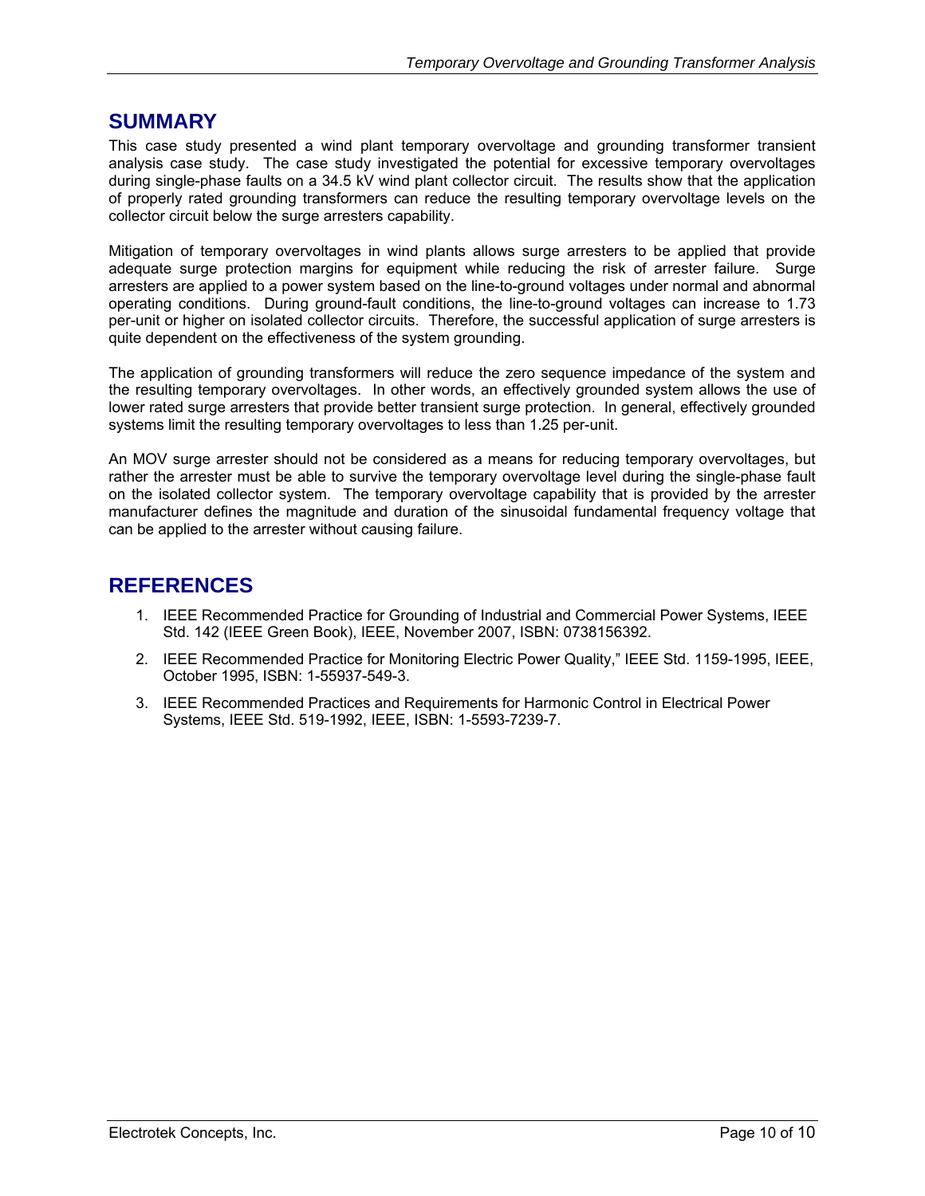## SUMMARY

This case study presented a wind plant temporary overvoltage and grounding transformer transient analysis case study. The case study investigated the potential for excessive temporary overvoltages during single-phase faults on a 34.5 kV wind plant collector circuit. The results show that the application of properly rated grounding transformers can reduce the resulting temporary overvoltage levels on the collector circuit below the surge arresters capability.

Mitigation of temporary overvoltages in wind plants allows surge arresters to be applied that provide adequate surge protection margins for equipment while reducing the risk of arrester failure. Surge arresters are applied to a power system based on the line-to-ground voltages under normal and abnormal operating conditions. During ground-fault conditions, the line-to-ground voltages can increase to 1.73 per-unit or higher on isolated collector circuits. Therefore, the successful application of surge arresters is quite dependent on the effectiveness of the system grounding.

The application of grounding transformers will reduce the zero sequence impedance of the system and the resulting temporary overvoltages. In other words, an effectively grounded system allows the use of lower rated surge arresters that provide better transient surge protection. In general, effectively grounded systems limit the resulting temporary overvoltages to less than 1.25 per-unit.

An MOV surge arrester should not be considered as a means for reducing temporary overvoltages, but rather the arrester must be able to survive the temporary overvoltage level during the single-phase fault on the isolated collector system. The temporary overvoltage capability that is provided by the arrester manufacturer defines the magnitude and duration of the sinusoidal fundamental frequency voltage that can be applied to the arrester without causing failure.

## REFERENCES

1. IEEE Recommended Practice for Grounding of Industrial and Commercial Power Systems, IEEE Std. 142 (IEEE Green Book), IEEE, November 2007, ISBN: 0738156392.
2. IEEE Recommended Practice for Monitoring Electric Power Quality," IEEE Std. 1159-1995, IEEE, October 1995, ISBN: 1-55937-549-3.
3. IEEE Recommended Practices and Requirements for Harmonic Control in Electrical Power Systems, IEEE Std. 519-1992, IEEE, ISBN: 1-5593-7239-7.